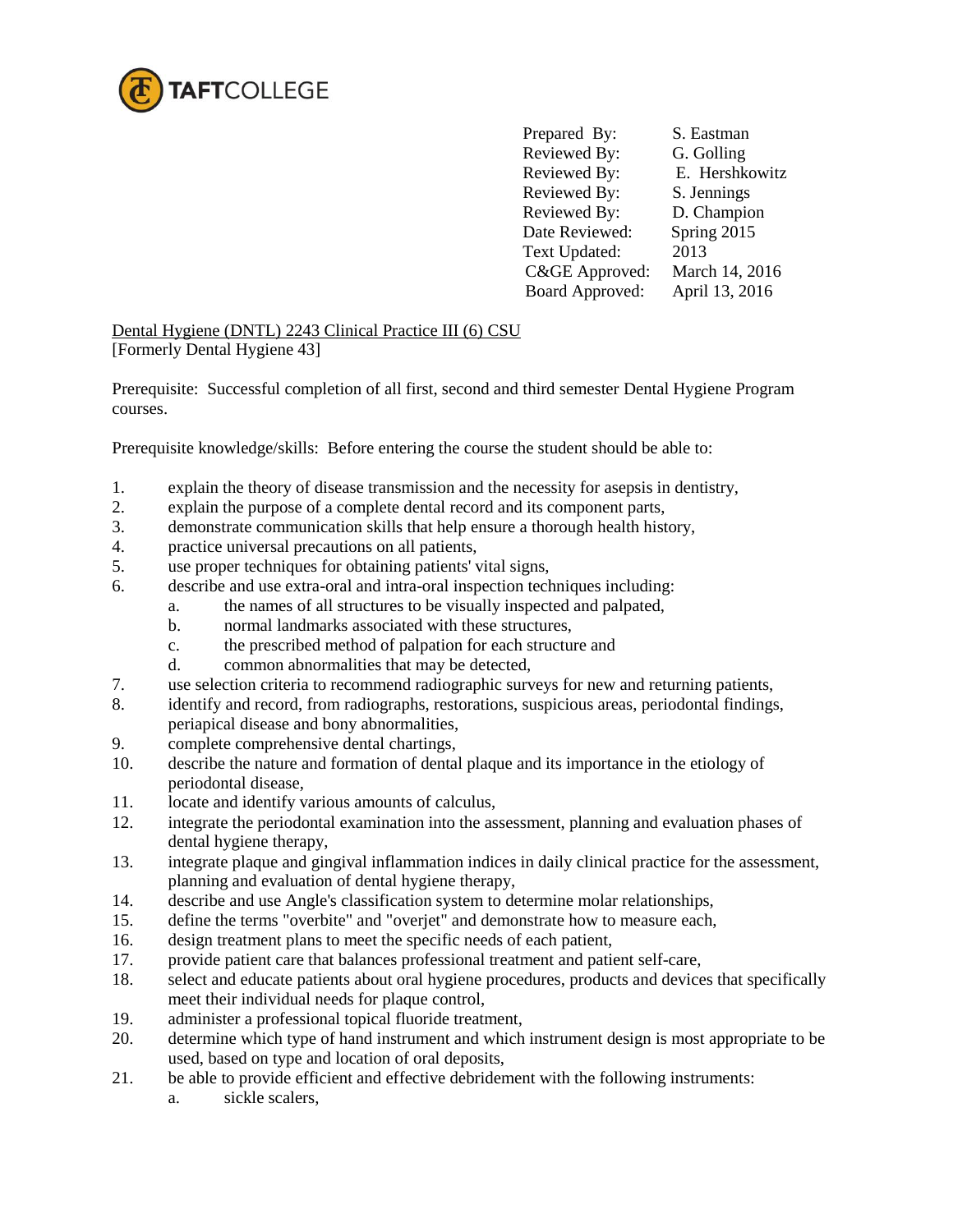TAFTCOLLEGE

| | |
|---|---|
| Prepared By: | S. Eastman |
| Reviewed By: | G. Golling |
| Reviewed By: | E. Hershkowitz |
| Reviewed By: | S. Jennings |
| Reviewed By: | D. Champion |
| Date Reviewed: | Spring 2015 |
| Text Updated: | 2013 |
| C&GE Approved: | March 14, 2016 |
| Board Approved: | April 13, 2016 |

Dental Hygiene (DNTL) 2243 Clinical Practice III (6) CSU
[Formerly Dental Hygiene 43]

Prerequisite: Successful completion of all first, second and third semester Dental Hygiene Program courses.

Prerequisite knowledge/skills: Before entering the course the student should be able to:

1. explain the theory of disease transmission and the necessity for asepsis in dentistry,
2. explain the purpose of a complete dental record and its component parts,
3. demonstrate communication skills that help ensure a thorough health history,
4. practice universal precautions on all patients,
5. use proper techniques for obtaining patients' vital signs,
6. describe and use extra-oral and intra-oral inspection techniques including:
   a. the names of all structures to be visually inspected and palpated,
   b. normal landmarks associated with these structures,
   c. the prescribed method of palpation for each structure and
   d. common abnormalities that may be detected,
7. use selection criteria to recommend radiographic surveys for new and returning patients,
8. identify and record, from radiographs, restorations, suspicious areas, periodontal findings, periapical disease and bony abnormalities,
9. complete comprehensive dental chartings,
10. describe the nature and formation of dental plaque and its importance in the etiology of periodontal disease,
11. locate and identify various amounts of calculus,
12. integrate the periodontal examination into the assessment, planning and evaluation phases of dental hygiene therapy,
13. integrate plaque and gingival inflammation indices in daily clinical practice for the assessment, planning and evaluation of dental hygiene therapy,
14. describe and use Angle's classification system to determine molar relationships,
15. define the terms "overbite" and "overjet" and demonstrate how to measure each,
16. design treatment plans to meet the specific needs of each patient,
17. provide patient care that balances professional treatment and patient self-care,
18. select and educate patients about oral hygiene procedures, products and devices that specifically meet their individual needs for plaque control,
19. administer a professional topical fluoride treatment,
20. determine which type of hand instrument and which instrument design is most appropriate to be used, based on type and location of oral deposits,
21. be able to provide efficient and effective debridement with the following instruments:
    a. sickle scalers,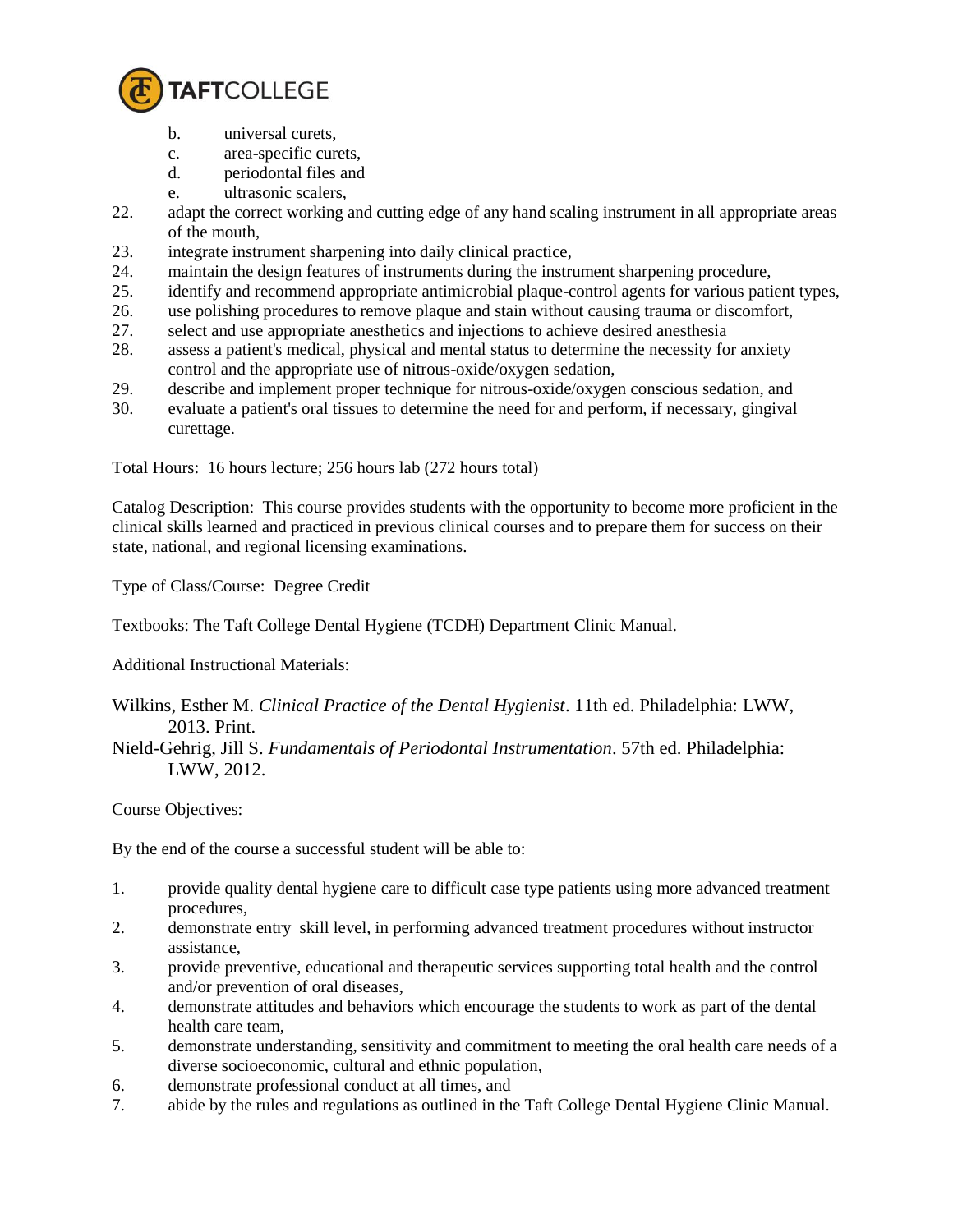b. universal curets,
    c. area-specific curets,
    d. periodontal files and
    e. ultrasonic scalers,

22. adapt the correct working and cutting edge of any hand scaling instrument in all appropriate areas of the mouth,
23. integrate instrument sharpening into daily clinical practice,
24. maintain the design features of instruments during the instrument sharpening procedure,
25. identify and recommend appropriate antimicrobial plaque-control agents for various patient types,
26. use polishing procedures to remove plaque and stain without causing trauma or discomfort,
27. select and use appropriate anesthetics and injections to achieve desired anesthesia
28. assess a patient's medical, physical and mental status to determine the necessity for anxiety control and the appropriate use of nitrous-oxide/oxygen sedation,
29. describe and implement proper technique for nitrous-oxide/oxygen conscious sedation, and
30. evaluate a patient's oral tissues to determine the need for and perform, if necessary, gingival curettage.

Total Hours: 16 hours lecture; 256 hours lab (272 hours total)

Catalog Description: This course provides students with the opportunity to become more proficient in the clinical skills learned and practiced in previous clinical courses and to prepare them for success on their state, national, and regional licensing examinations.

Type of Class/Course: Degree Credit

Textbooks: The Taft College Dental Hygiene (TCDH) Department Clinic Manual.

Additional Instructional Materials:

Wilkins, Esther M. *Clinical Practice of the Dental Hygienist*. 11th ed. Philadelphia: LWW, 2013. Print.

Nield-Gehrig, Jill S. *Fundamentals of Periodontal Instrumentation*. 57th ed. Philadelphia: LWW, 2012.

Course Objectives:

By the end of the course a successful student will be able to:

1. provide quality dental hygiene care to difficult case type patients using more advanced treatment procedures,
2. demonstrate entry skill level, in performing advanced treatment procedures without instructor assistance,
3. provide preventive, educational and therapeutic services supporting total health and the control and/or prevention of oral diseases,
4. demonstrate attitudes and behaviors which encourage the students to work as part of the dental health care team,
5. demonstrate understanding, sensitivity and commitment to meeting the oral health care needs of a diverse socioeconomic, cultural and ethnic population,
6. demonstrate professional conduct at all times, and
7. abide by the rules and regulations as outlined in the Taft College Dental Hygiene Clinic Manual.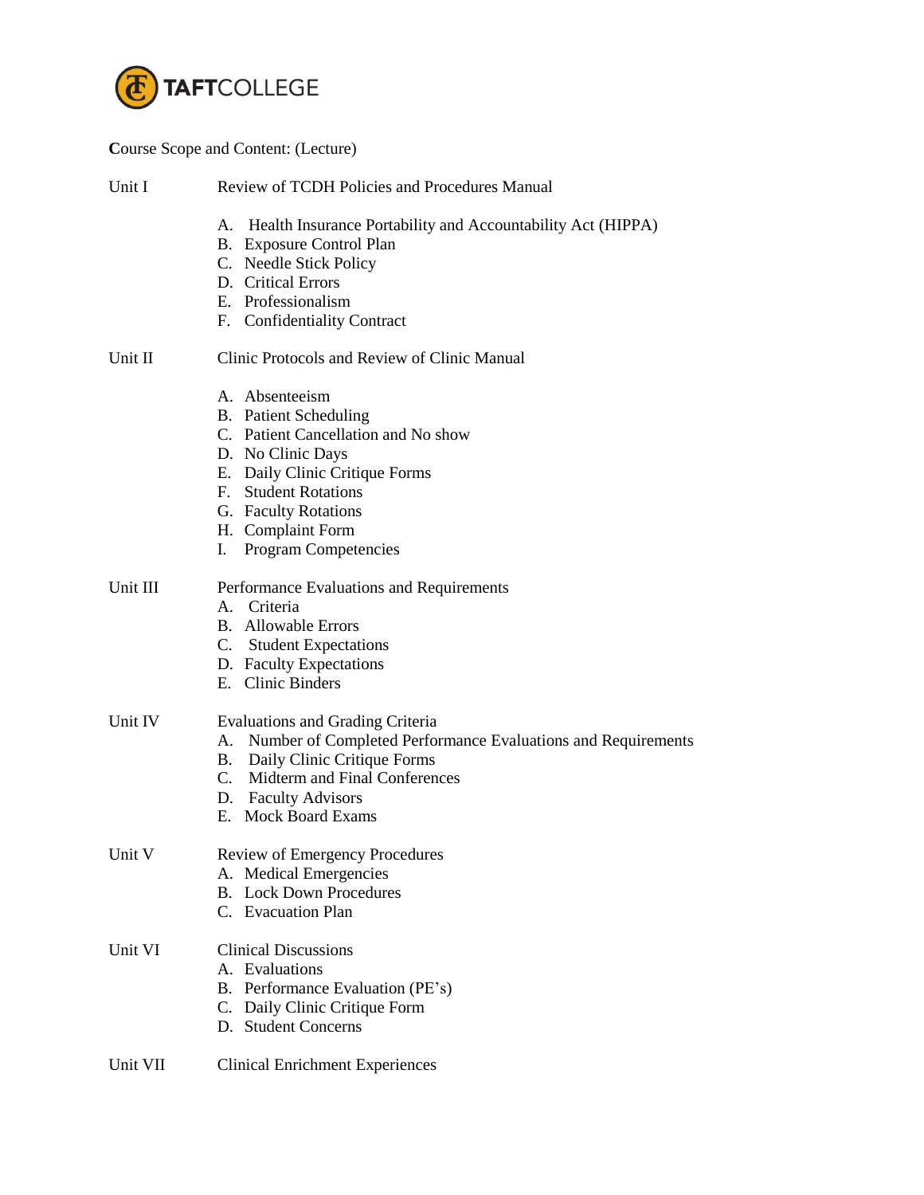Course Scope and Content: (Lecture)

**Unit I** Review of TCDH Policies and Procedures Manual

A. Health Insurance Portability and Accountability Act (HIPPA)
B. Exposure Control Plan
C. Needle Stick Policy
D. Critical Errors
E. Professionalism
F. Confidentiality Contract

**Unit II** Clinic Protocols and Review of Clinic Manual

A. Absenteeism
B. Patient Scheduling
C. Patient Cancellation and No show
D. No Clinic Days
E. Daily Clinic Critique Forms
F. Student Rotations
G. Faculty Rotations
H. Complaint Form
I. Program Competencies

**Unit III** Performance Evaluations and Requirements

A. Criteria
B. Allowable Errors
C. Student Expectations
D. Faculty Expectations
E. Clinic Binders

**Unit IV** Evaluations and Grading Criteria

A. Number of Completed Performance Evaluations and Requirements
B. Daily Clinic Critique Forms
C. Midterm and Final Conferences
D. Faculty Advisors
E. Mock Board Exams

**Unit V** Review of Emergency Procedures

A. Medical Emergencies
B. Lock Down Procedures
C. Evacuation Plan

**Unit VI** Clinical Discussions

A. Evaluations
B. Performance Evaluation (PE's)
C. Daily Clinic Critique Form
D. Student Concerns

**Unit VII** Clinical Enrichment Experiences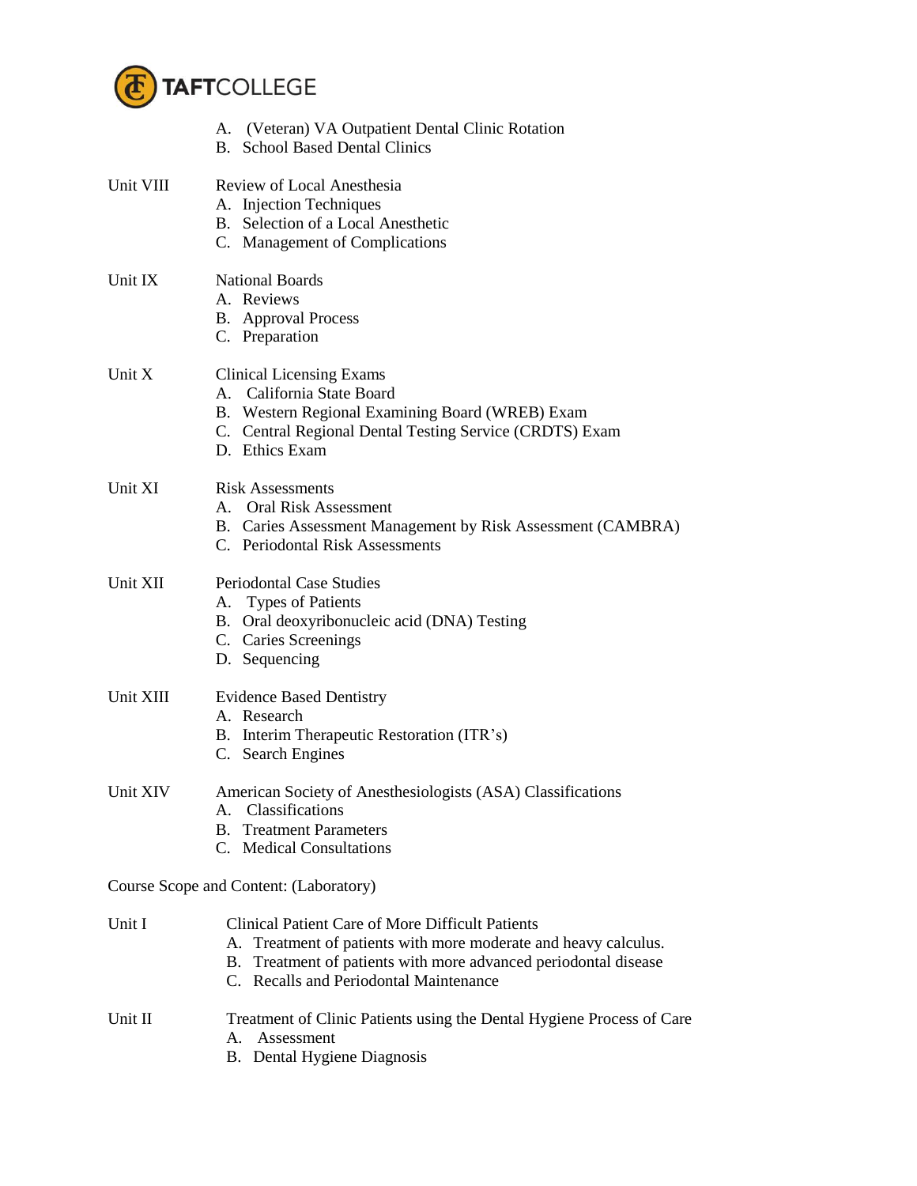A. (Veteran) VA Outpatient Dental Clinic Rotation
B. School Based Dental Clinics

Unit VIII Review of Local Anesthesia
A. Injection Techniques
B. Selection of a Local Anesthetic
C. Management of Complications

Unit IX National Boards
A. Reviews
B. Approval Process
C. Preparation

Unit X Clinical Licensing Exams
A. California State Board
B. Western Regional Examining Board (WREB) Exam
C. Central Regional Dental Testing Service (CRDTS) Exam
D. Ethics Exam

Unit XI Risk Assessments
A. Oral Risk Assessment
B. Caries Assessment Management by Risk Assessment (CAMBRA)
C. Periodontal Risk Assessments

Unit XII Periodontal Case Studies
A. Types of Patients
B. Oral deoxyribonucleic acid (DNA) Testing
C. Caries Screenings
D. Sequencing

Unit XIII Evidence Based Dentistry
A. Research
B. Interim Therapeutic Restoration (ITR's)
C. Search Engines

Unit XIV American Society of Anesthesiologists (ASA) Classifications
A. Classifications
B. Treatment Parameters
C. Medical Consultations

Course Scope and Content: (Laboratory)

Unit I Clinical Patient Care of More Difficult Patients
A. Treatment of patients with more moderate and heavy calculus.
B. Treatment of patients with more advanced periodontal disease
C. Recalls and Periodontal Maintenance

Unit II Treatment of Clinic Patients using the Dental Hygiene Process of Care
A. Assessment
B. Dental Hygiene Diagnosis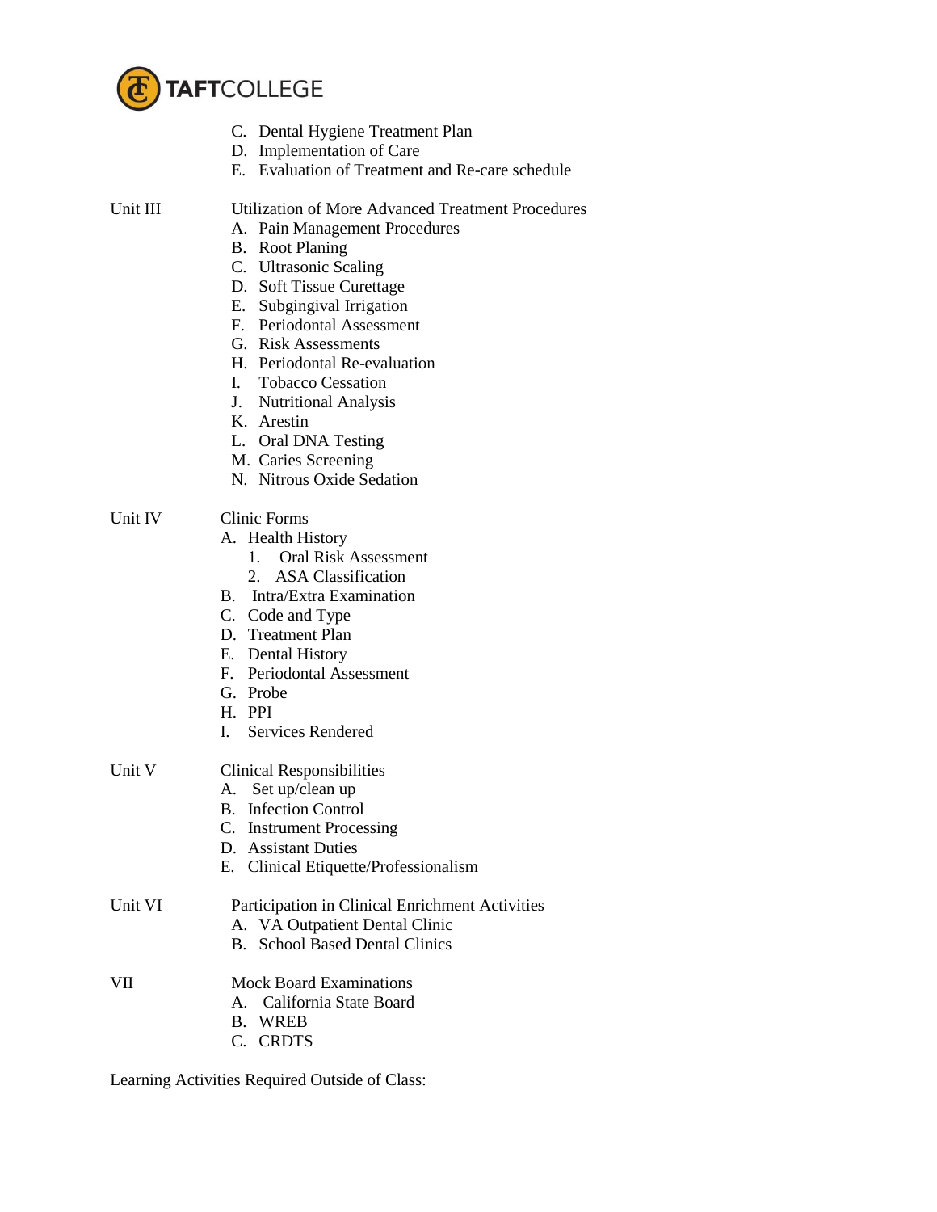C. Dental Hygiene Treatment Plan
D. Implementation of Care
E. Evaluation of Treatment and Re-care schedule

Unit III — Utilization of More Advanced Treatment Procedures

A. Pain Management Procedures
B. Root Planing
C. Ultrasonic Scaling
D. Soft Tissue Curettage
E. Subgingival Irrigation
F. Periodontal Assessment
G. Risk Assessments
H. Periodontal Re-evaluation
I. Tobacco Cessation
J. Nutritional Analysis
K. Arestin
L. Oral DNA Testing
M. Caries Screening
N. Nitrous Oxide Sedation

Unit IV — Clinic Forms

A. Health History
   1. Oral Risk Assessment
   2. ASA Classification
B. Intra/Extra Examination
C. Code and Type
D. Treatment Plan
E. Dental History
F. Periodontal Assessment
G. Probe
H. PPI
I. Services Rendered

Unit V — Clinical Responsibilities

A. Set up/clean up
B. Infection Control
C. Instrument Processing
D. Assistant Duties
E. Clinical Etiquette/Professionalism

Unit VI — Participation in Clinical Enrichment Activities

A. VA Outpatient Dental Clinic
B. School Based Dental Clinics

VII — Mock Board Examinations

A. California State Board
B. WREB
C. CRDTS

Learning Activities Required Outside of Class: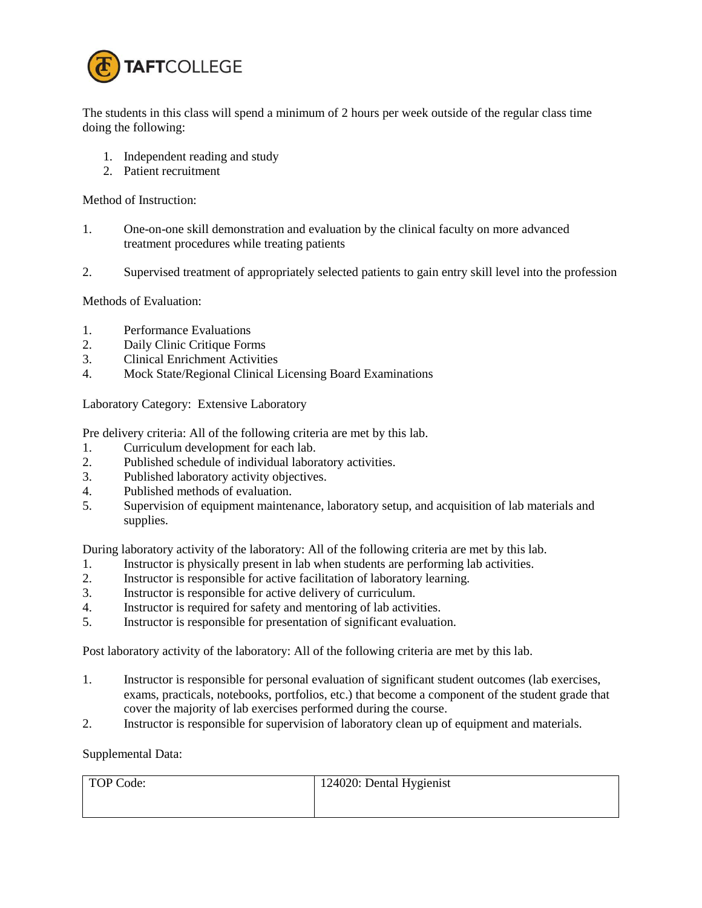The students in this class will spend a minimum of 2 hours per week outside of the regular class time doing the following:

1. Independent reading and study
2. Patient recruitment

Method of Instruction:

1. One-on-one skill demonstration and evaluation by the clinical faculty on more advanced treatment procedures while treating patients

2. Supervised treatment of appropriately selected patients to gain entry skill level into the profession

Methods of Evaluation:

1. Performance Evaluations
2. Daily Clinic Critique Forms
3. Clinical Enrichment Activities
4. Mock State/Regional Clinical Licensing Board Examinations

Laboratory Category: Extensive Laboratory

Pre delivery criteria: All of the following criteria are met by this lab.

1. Curriculum development for each lab.
2. Published schedule of individual laboratory activities.
3. Published laboratory activity objectives.
4. Published methods of evaluation.
5. Supervision of equipment maintenance, laboratory setup, and acquisition of lab materials and supplies.

During laboratory activity of the laboratory: All of the following criteria are met by this lab.

1. Instructor is physically present in lab when students are performing lab activities.
2. Instructor is responsible for active facilitation of laboratory learning.
3. Instructor is responsible for active delivery of curriculum.
4. Instructor is required for safety and mentoring of lab activities.
5. Instructor is responsible for presentation of significant evaluation.

Post laboratory activity of the laboratory: All of the following criteria are met by this lab.

1. Instructor is responsible for personal evaluation of significant student outcomes (lab exercises, exams, practicals, notebooks, portfolios, etc.) that become a component of the student grade that cover the majority of lab exercises performed during the course.
2. Instructor is responsible for supervision of laboratory clean up of equipment and materials.

Supplemental Data:

| TOP Code: | 124020: Dental Hygienist |
|---|---|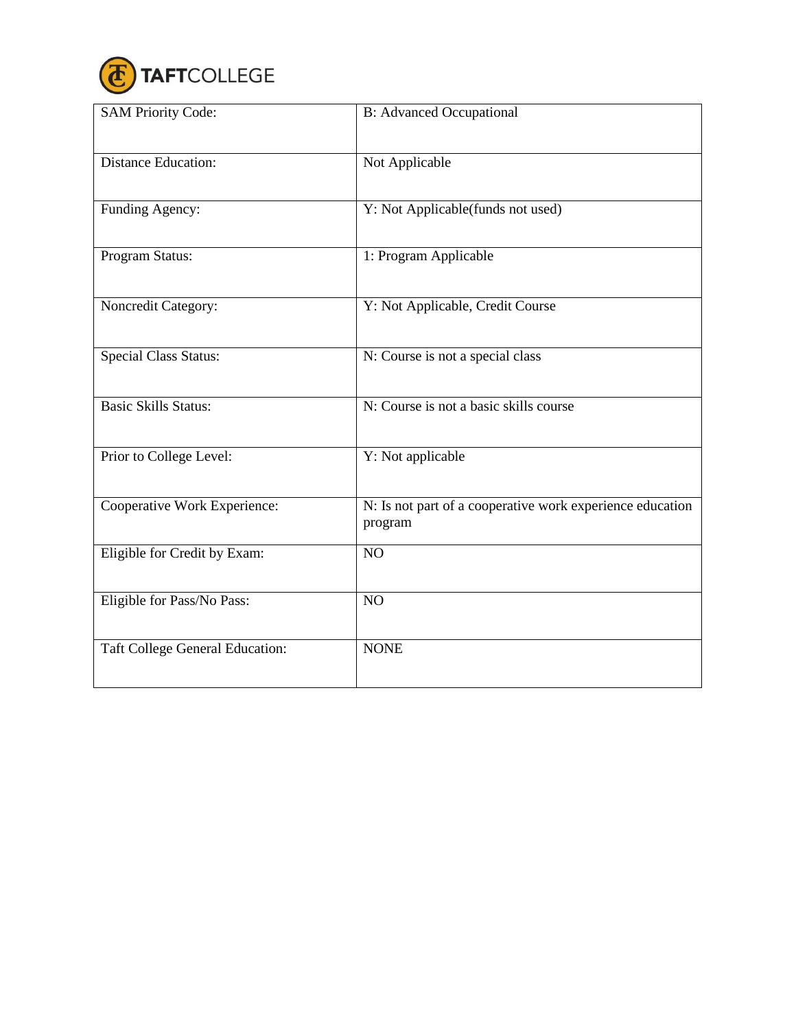| | |
|---|---|
| SAM Priority Code: | B: Advanced Occupational |
| Distance Education: | Not Applicable |
| Funding Agency: | Y: Not Applicable(funds not used) |
| Program Status: | 1: Program Applicable |
| Noncredit Category: | Y: Not Applicable, Credit Course |
| Special Class Status: | N: Course is not a special class |
| Basic Skills Status: | N: Course is not a basic skills course |
| Prior to College Level: | Y: Not applicable |
| Cooperative Work Experience: | N: Is not part of a cooperative work experience education program |
| Eligible for Credit by Exam: | NO |
| Eligible for Pass/No Pass: | NO |
| Taft College General Education: | NONE |